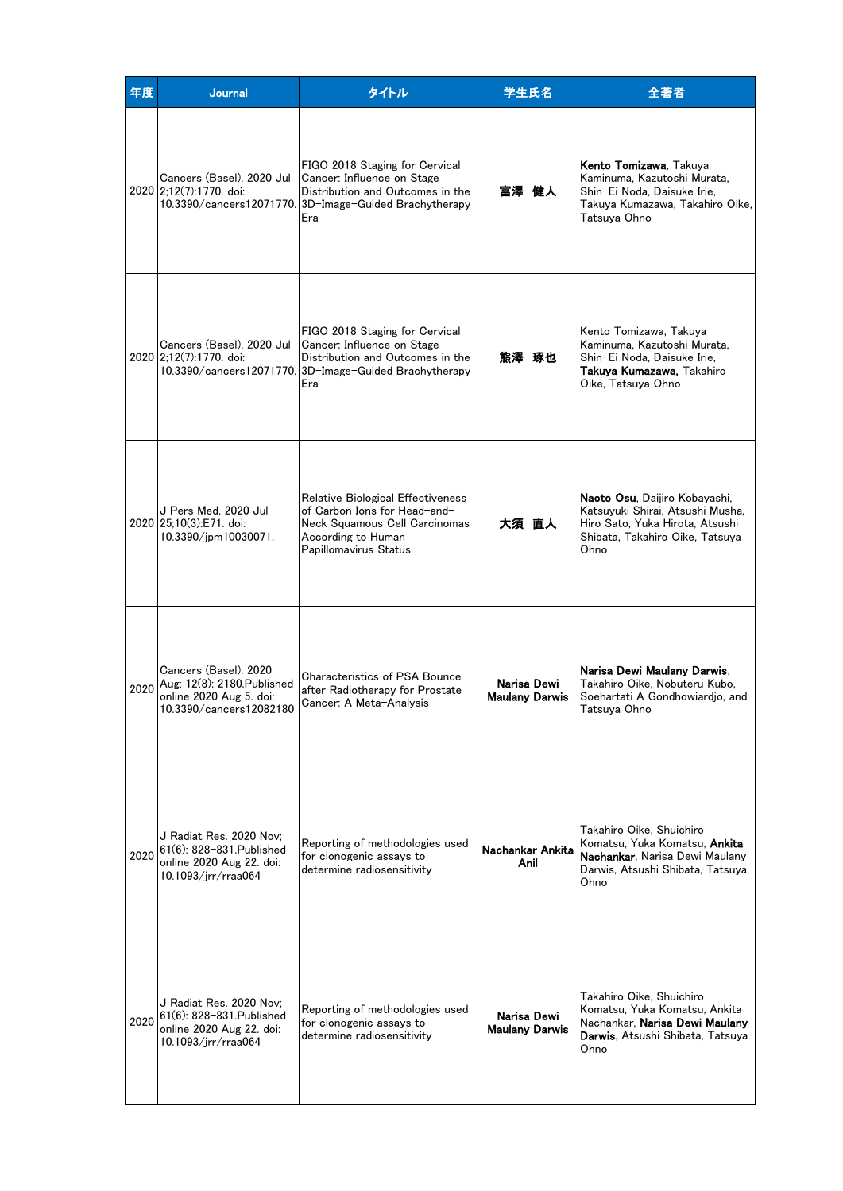| 年度 | Journal | タイトル | 学生氏名 | 全著者 |
|---|---|---|---|---|
| 2020 | Cancers (Basel). 2020 Jul 2;12(7):1770. doi: 10.3390/cancers12071770. | FIGO 2018 Staging for Cervical Cancer: Influence on Stage Distribution and Outcomes in the 3D-Image-Guided Brachytherapy Era | 富澤　健人 | **Kento Tomizawa**, Takuya Kaminuma, Kazutoshi Murata, Shin-Ei Noda, Daisuke Irie, Takuya Kumazawa, Takahiro Oike, Tatsuya Ohno |
| 2020 | Cancers (Basel). 2020 Jul 2;12(7):1770. doi: 10.3390/cancers12071770. | FIGO 2018 Staging for Cervical Cancer: Influence on Stage Distribution and Outcomes in the 3D-Image-Guided Brachytherapy Era | 熊澤　琢也 | Kento Tomizawa, Takuya Kaminuma, Kazutoshi Murata, Shin-Ei Noda, Daisuke Irie, **Takuya Kumazawa,** Takahiro Oike, Tatsuya Ohno |
| 2020 | J Pers Med. 2020 Jul 25;10(3):E71. doi: 10.3390/jpm10030071. | Relative Biological Effectiveness of Carbon Ions for Head-and-Neck Squamous Cell Carcinomas According to Human Papillomavirus Status | 大須　直人 | **Naoto Osu**, Daijiro Kobayashi, Katsuyuki Shirai, Atsushi Musha, Hiro Sato, Yuka Hirota, Atsushi Shibata, Takahiro Oike, Tatsuya Ohno |
| 2020 | Cancers (Basel). 2020 Aug; 12(8): 2180.Published online 2020 Aug 5. doi: 10.3390/cancers12082180 | Characteristics of PSA Bounce after Radiotherapy for Prostate Cancer: A Meta-Analysis | Narisa Dewi Maulany Darwis | **Narisa Dewi Maulany Darwis**, Takahiro Oike, Nobuteru Kubo, Soehartati A Gondhowiardjo, and Tatsuya Ohno |
| 2020 | J Radiat Res. 2020 Nov; 61(6): 828-831.Published online 2020 Aug 22. doi: 10.1093/jrr/rraa064 | Reporting of methodologies used for clonogenic assays to determine radiosensitivity | Nachankar Ankita Anil | Takahiro Oike, Shuichiro Komatsu, Yuka Komatsu, **Ankita Nachankar**, Narisa Dewi Maulany Darwis, Atsushi Shibata, Tatsuya Ohno |
| 2020 | J Radiat Res. 2020 Nov; 61(6): 828-831.Published online 2020 Aug 22. doi: 10.1093/jrr/rraa064 | Reporting of methodologies used for clonogenic assays to determine radiosensitivity | Narisa Dewi Maulany Darwis | Takahiro Oike, Shuichiro Komatsu, Yuka Komatsu, Ankita Nachankar, **Narisa Dewi Maulany Darwis**, Atsushi Shibata, Tatsuya Ohno |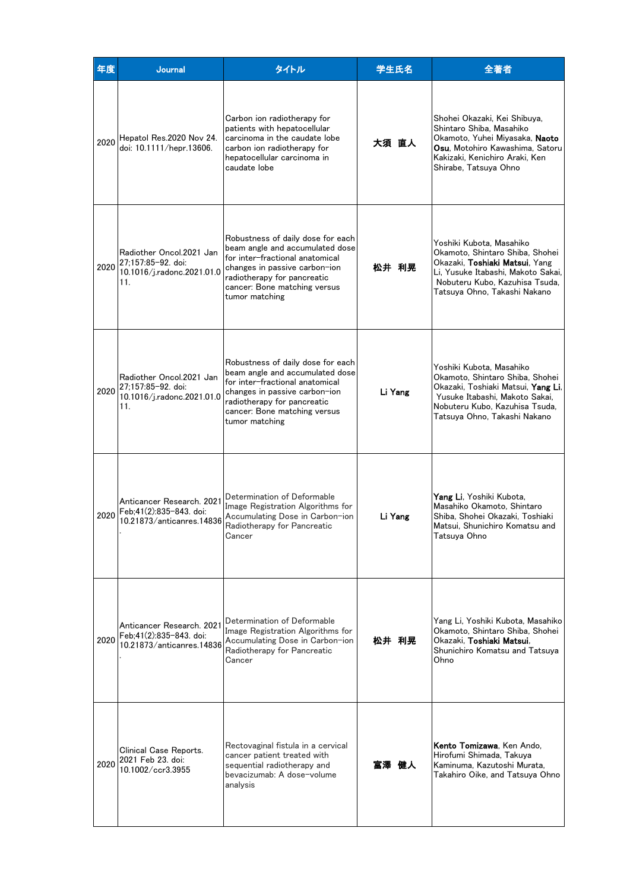| 年度 | Journal | タイトル | 学生氏名 | 全著者 |
|---|---|---|---|---|
| 2020 | Hepatol Res.2020 Nov 24. doi: 10.1111/hepr.13606. | Carbon ion radiotherapy for patients with hepatocellular carcinoma in the caudate lobe carbon ion radiotherapy for hepatocellular carcinoma in caudate lobe | **大須　直人** | Shohei Okazaki, Kei Shibuya, Shintaro Shiba, Masahiko Okamoto, Yuhei Miyasaka, **Naoto Osu**, Motohiro Kawashima, Satoru Kakizaki, Kenichiro Araki, Ken Shirabe, Tatsuya Ohno |
| 2020 | Radiother Oncol.2021 Jan 27;157:85-92. doi: 10.1016/j.radonc.2021.01.011. | Robustness of daily dose for each beam angle and accumulated dose for inter-fractional anatomical changes in passive carbon-ion radiotherapy for pancreatic cancer: Bone matching versus tumor matching | **松井　利晃** | Yoshiki Kubota, Masahiko Okamoto, Shintaro Shiba, Shohei Okazaki, **Toshiaki Matsui**, Yang Li, Yusuke Itabashi, Makoto Sakai, Nobuteru Kubo, Kazuhisa Tsuda, Tatsuya Ohno, Takashi Nakano |
| 2020 | Radiother Oncol.2021 Jan 27;157:85-92. doi: 10.1016/j.radonc.2021.01.011. | Robustness of daily dose for each beam angle and accumulated dose for inter-fractional anatomical changes in passive carbon-ion radiotherapy for pancreatic cancer: Bone matching versus tumor matching | **Li Yang** | Yoshiki Kubota, Masahiko Okamoto, Shintaro Shiba, Shohei Okazaki, Toshiaki Matsui, **Yang Li**, Yusuke Itabashi, Makoto Sakai, Nobuteru Kubo, Kazuhisa Tsuda, Tatsuya Ohno, Takashi Nakano |
| 2020 | Anticancer Research. 2021 Feb;41(2):835-843. doi: 10.21873/anticanres.14836. | Determination of Deformable Image Registration Algorithms for Accumulating Dose in Carbon-ion Radiotherapy for Pancreatic Cancer | **Li Yang** | **Yang Li**, Yoshiki Kubota, Masahiko Okamoto, Shintaro Shiba, Shohei Okazaki, Toshiaki Matsui, Shunichiro Komatsu and Tatsuya Ohno |
| 2020 | Anticancer Research. 2021 Feb;41(2):835-843. doi: 10.21873/anticanres.14836. | Determination of Deformable Image Registration Algorithms for Accumulating Dose in Carbon-ion Radiotherapy for Pancreatic Cancer | **松井　利晃** | Yang Li, Yoshiki Kubota, Masahiko Okamoto, Shintaro Shiba, Shohei Okazaki, **Toshiaki Matsui**, Shunichiro Komatsu and Tatsuya Ohno |
| 2020 | Clinical Case Reports. 2021 Feb 23. doi: 10.1002/ccr3.3955 | Rectovaginal fistula in a cervical cancer patient treated with sequential radiotherapy and bevacizumab: A dose-volume analysis | **富澤　健人** | **Kento Tomizawa**, Ken Ando, Hirofumi Shimada, Takuya Kaminuma, Kazutoshi Murata, Takahiro Oike, and Tatsuya Ohno |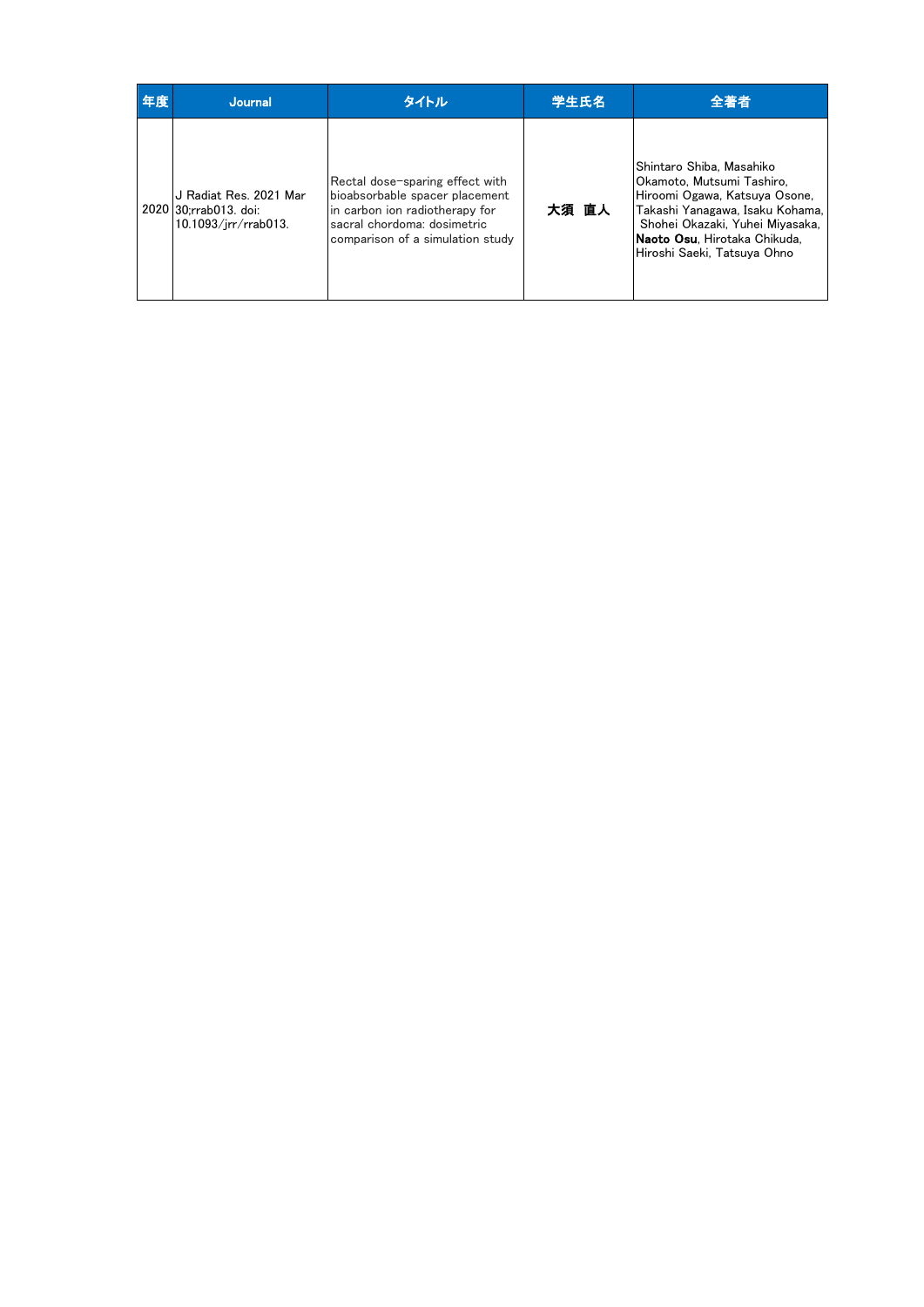| 年度 | Journal | タイトル | 学生氏名 | 全著者 |
|---|---|---|---|---|
| 2020 | J Radiat Res. 2021 Mar 30;rrab013. doi: 10.1093/jrr/rrab013. | Rectal dose−sparing effect with bioabsorbable spacer placement in carbon ion radiotherapy for sacral chordoma: dosimetric comparison of a simulation study | **大須　直人** | Shintaro Shiba, Masahiko Okamoto, Mutsumi Tashiro, Hiroomi Ogawa, Katsuya Osone, Takashi Yanagawa, Isaku Kohama, Shohei Okazaki, Yuhei Miyasaka, **Naoto Osu**, Hirotaka Chikuda, Hiroshi Saeki, Tatsuya Ohno |